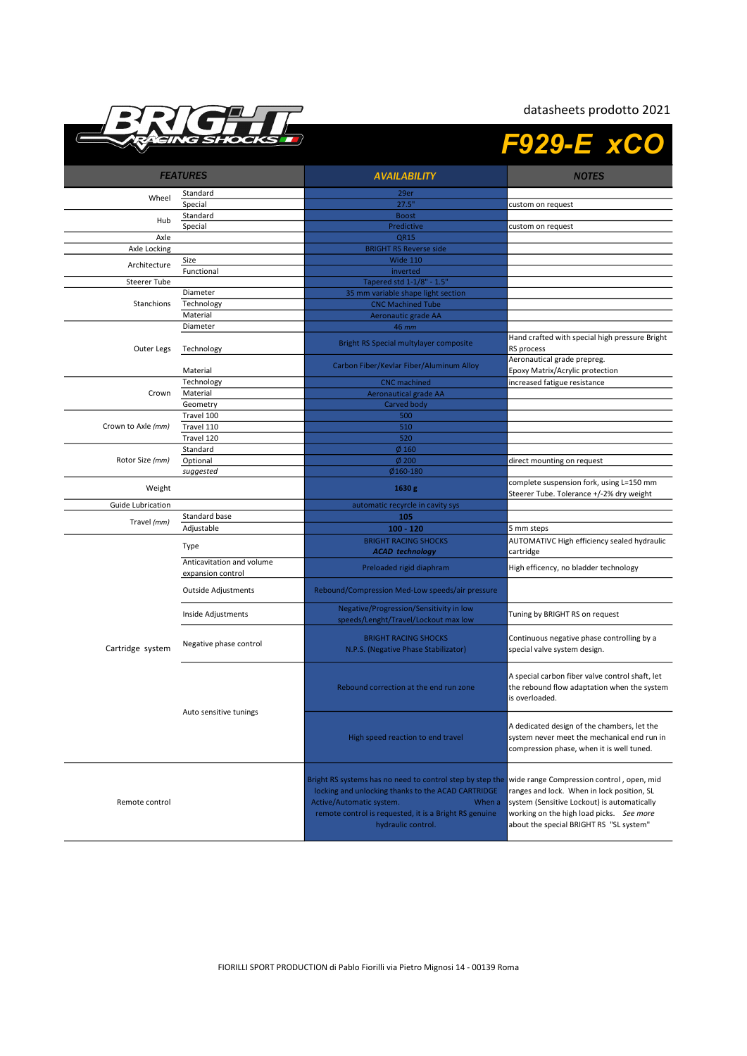datasheets prodotto 2021

# F929-E xCO

| FEATURES | | AVAILABILITY | NOTES |
|---|---|---|---|
| Wheel | Standard | 29er | |
| | Special | 27.5" | custom on request |
| Hub | Standard | Boost | |
| | Special | Predictive | custom on request |
| Axle | | QR15 | |
| Axle Locking | | BRIGHT RS Reverse side | |
| Architecture | Size | Wide 110 | |
| | Functional | inverted | |
| Steerer Tube | | Tapered std 1-1/8" - 1.5" | |
| Stanchions | Diameter | 35 mm variable shape light section | |
| | Technology | CNC Machined Tube | |
| | Material | Aeronautic grade AA | |
| Outer Legs | Diameter | 46 *mm* | |
| | Technology | Bright RS Special multylayer composite | Hand crafted with special high pressure Bright RS process |
| | Material | Carbon Fiber/Kevlar Fiber/Aluminum Alloy | Aeronautical grade prepreg. Epoxy Matrix/Acrylic protection |
| Crown | Technology | CNC machined | increased fatigue resistance |
| | Material | Aeronautical grade AA | |
| | Geometry | Carved body | |
| Crown to Axle *(mm)* | Travel 100 | 500 | |
| | Travel 110 | 510 | |
| | Travel 120 | 520 | |
| Rotor Size *(mm)* | Standard | Ø 160 | |
| | Optional | Ø 200 | direct mounting on request |
| | *suggested* | Ø160-180 | |
| Weight | | **1630 g** | complete suspension fork, using L=150 mm Steerer Tube. Tolerance +/-2% dry weight |
| Guide Lubrication | | automatic recycle in cavity sys | |
| Travel *(mm)* | Standard base | **105** | |
| | Adjustable | **100 - 120** | 5 mm steps |
| Cartridge system | Type | BRIGHT RACING SHOCKS ***ACAD technology*** | AUTOMATIVC High efficiency sealed hydraulic cartridge |
| | Anticavitation and volume expansion control | Preloaded rigid diaphram | High efficency, no bladder technology |
| | Outside Adjustments | Rebound/Compression Med-Low speeds/air pressure | |
| | Inside Adjustments | Negative/Progression/Sensitivity in low speeds/Lenght/Travel/Lockout max low | Tuning by BRIGHT RS on request |
| | Negative phase control | BRIGHT RACING SHOCKS N.P.S. (Negative Phase Stabilizator) | Continuous negative phase controlling by a special valve design. |
| | Auto sensitive tunings | Rebound correction at the end run zone | A special carbon fiber valve control shaft, let the rebound flow adaptation when the system is overloaded. |
| | | High speed reaction to end travel | A dedicated design of the chambers, let the system never meet the mechanical end run in compression phase, when it is well tuned. |
| Remote control | | Bright RS systems has no need to control step by step the locking and unlocking thanks to the ACAD CARTRIDGE Active/Automatic system. When a remote control is requested, it is a Bright RS genuine hydraulic control. | wide range Compression control , open, mid ranges and lock. When in lock position, SL system (Sensitive Lockout) is automatically working on the high load picks. *See more* about the special BRIGHT RS "SL system" |

FIORILLI SPORT PRODUCTION di Pablo Fiorilli via Pietro Mignosi 14 - 00139 Roma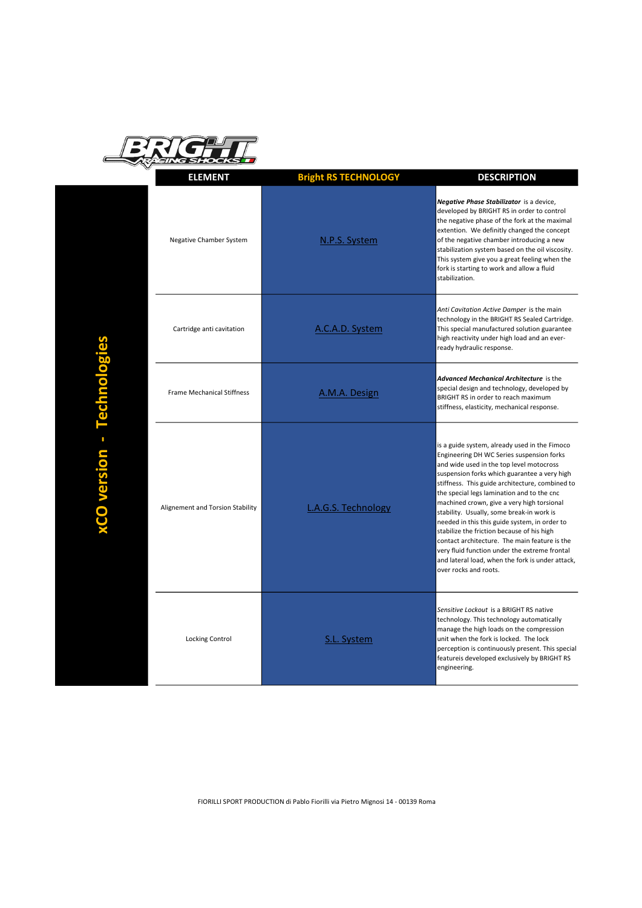# xCO version - Technologies

| ELEMENT | Bright RS TECHNOLOGY | DESCRIPTION |
|---|---|---|
| Negative Chamber System | N.P.S. System | ***Negative Phase Stabilizator*** is a device, developed by BRIGHT RS in order to control the negative phase of the fork at the maximal extention. We definitly changed the concept of the negative chamber introducing a new stabilization system based on the oil viscosity. This system give you a great feeling when the fork is starting to work and allow a fluid stabilization. |
| Cartridge anti cavitation | A.C.A.D. System | *Anti Cavitation Active Damper* is the main technology in the BRIGHT RS Sealed Cartridge. This special manufactured solution guarantee high reactivity under high load and an ever-ready hydraulic response. |
| Frame Mechanical Stiffness | A.M.A. Design | ***Advanced Mechanical Architecture*** is the special design and technology, developed by BRIGHT RS in order to reach maximum stiffness, elasticity, mechanical response. |
| Alignement and Torsion Stability | L.A.G.S. Technology | is a guide system, already used in the Fimoco Engineering DH WC Series suspension forks and wide used in the top level motocross suspension forks which guarantee a very high stiffness. This guide architecture, combined to the special legs lamination and to the cnc machined crown, give a very high torsional stability. Usually, some break-in work is needed in this this guide system, in order to stabilize the friction because of his high contact architecture. The main feature is the very fluid function under the extreme frontal and lateral load, when the fork is under attack, over rocks and roots. |
| Locking Control | S.L. System | *Sensitive Lockout* is a BRIGHT RS native technology. This technology automatically manage the high loads on the compression unit when the fork is locked. The lock perception is continuously present. This special featureis developed exclusively by BRIGHT RS engineering. |

FIORILLI SPORT PRODUCTION di Pablo Fiorilli via Pietro Mignosi 14 - 00139 Roma